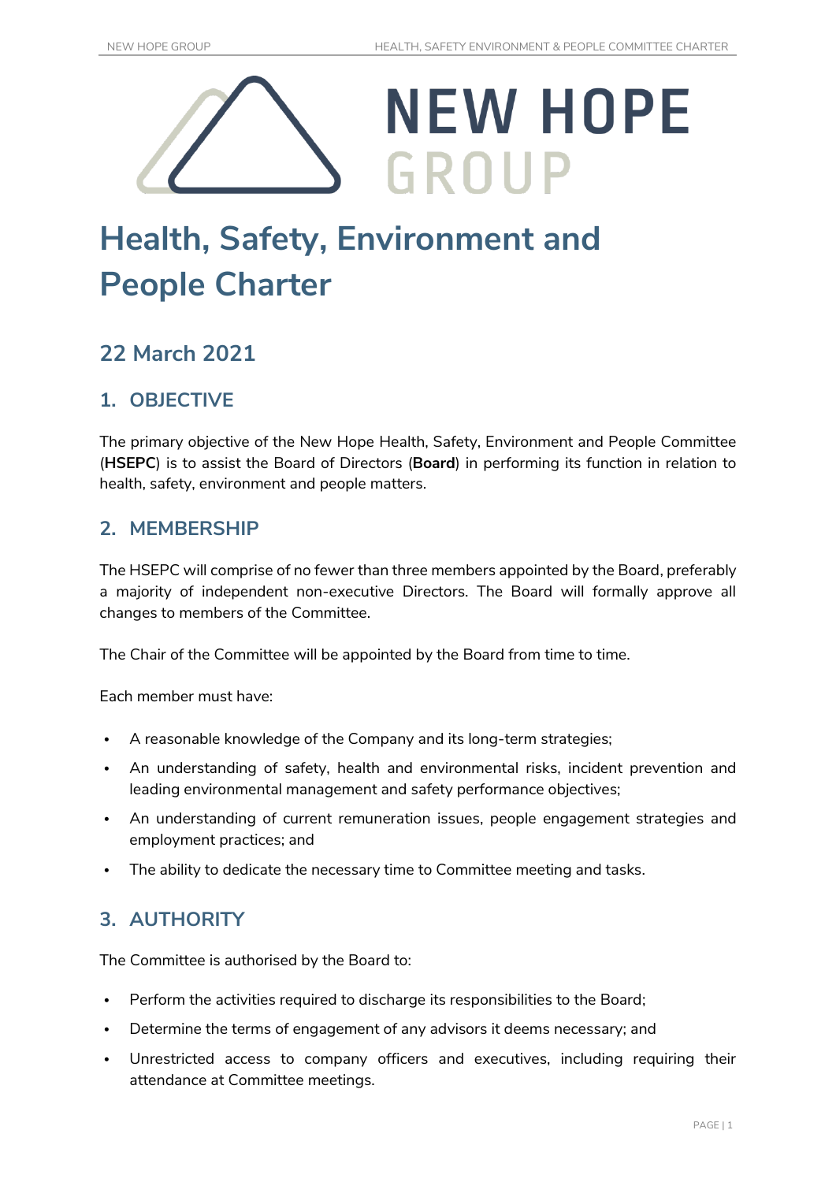# Health, Safety, Environment and People Charter

## 22 March 2021

## 1. OBJECTIVE

The primary objective of the New Hope Health, Safety, Environment and People Committee (**HSEPC**) is to assist the Board of Directors (**Board**) in performing its function in relation to health, safety, environment and people matters.

## 2. MEMBERSHIP

The HSEPC will comprise of no fewer than three members appointed by the Board, preferably a majority of independent non-executive Directors. The Board will formally approve all changes to members of the Committee.

The Chair of the Committee will be appointed by the Board from time to time.

Each member must have:

- A reasonable knowledge of the Company and its long-term strategies;
- An understanding of safety, health and environmental risks, incident prevention and leading environmental management and safety performance objectives;
- An understanding of current remuneration issues, people engagement strategies and employment practices; and
- The ability to dedicate the necessary time to Committee meeting and tasks.

## 3. AUTHORITY

The Committee is authorised by the Board to:

- Perform the activities required to discharge its responsibilities to the Board;
- Determine the terms of engagement of any advisors it deems necessary; and
- Unrestricted access to company officers and executives, including requiring their attendance at Committee meetings.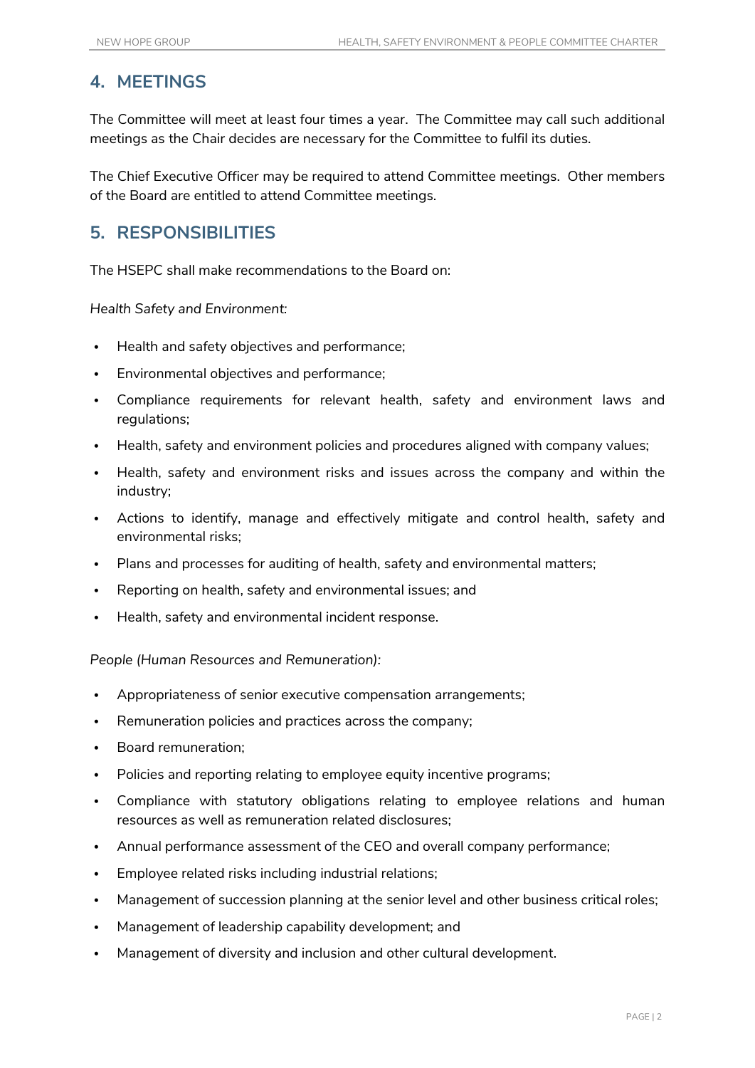## 4. MEETINGS

The Committee will meet at least four times a year. The Committee may call such additional meetings as the Chair decides are necessary for the Committee to fulfil its duties.

The Chief Executive Officer may be required to attend Committee meetings. Other members of the Board are entitled to attend Committee meetings.

## 5. RESPONSIBILITIES

The HSEPC shall make recommendations to the Board on:

*Health Safety and Environment:*

- Health and safety objectives and performance;
- Environmental objectives and performance;
- Compliance requirements for relevant health, safety and environment laws and regulations;
- Health, safety and environment policies and procedures aligned with company values;
- Health, safety and environment risks and issues across the company and within the industry;
- Actions to identify, manage and effectively mitigate and control health, safety and environmental risks;
- Plans and processes for auditing of health, safety and environmental matters;
- Reporting on health, safety and environmental issues; and
- Health, safety and environmental incident response.

*People (Human Resources and Remuneration):*

- Appropriateness of senior executive compensation arrangements;
- Remuneration policies and practices across the company;
- Board remuneration;
- Policies and reporting relating to employee equity incentive programs;
- Compliance with statutory obligations relating to employee relations and human resources as well as remuneration related disclosures;
- Annual performance assessment of the CEO and overall company performance;
- Employee related risks including industrial relations;
- Management of succession planning at the senior level and other business critical roles;
- Management of leadership capability development; and
- Management of diversity and inclusion and other cultural development.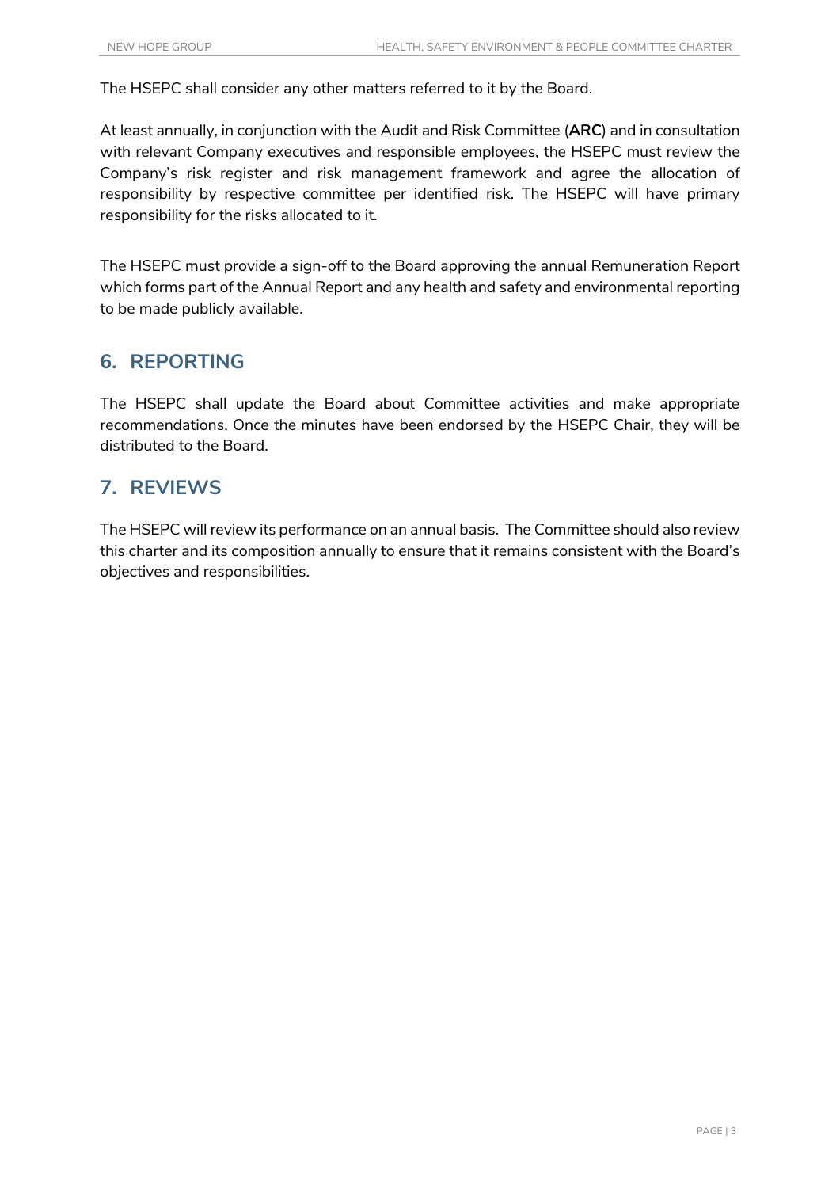The HSEPC shall consider any other matters referred to it by the Board.

At least annually, in conjunction with the Audit and Risk Committee (**ARC**) and in consultation with relevant Company executives and responsible employees, the HSEPC must review the Company's risk register and risk management framework and agree the allocation of responsibility by respective committee per identified risk. The HSEPC will have primary responsibility for the risks allocated to it.

The HSEPC must provide a sign-off to the Board approving the annual Remuneration Report which forms part of the Annual Report and any health and safety and environmental reporting to be made publicly available.

## 6. REPORTING

The HSEPC shall update the Board about Committee activities and make appropriate recommendations. Once the minutes have been endorsed by the HSEPC Chair, they will be distributed to the Board.

## 7. REVIEWS

The HSEPC will review its performance on an annual basis. The Committee should also review this charter and its composition annually to ensure that it remains consistent with the Board's objectives and responsibilities.